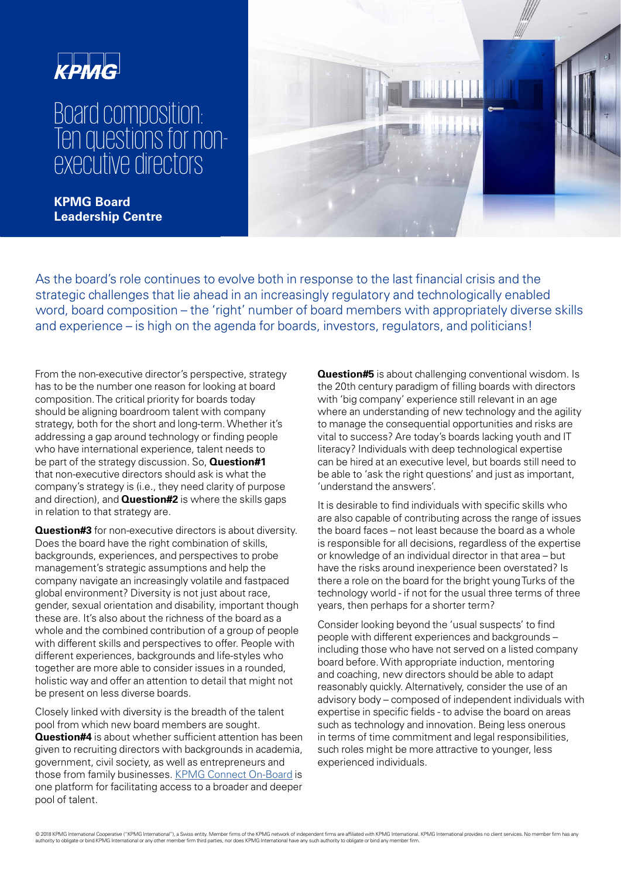KPMG

# Board composition: Ten questions for non-executive directors

**KPMG Board Leadership Centre**

As the board's role continues to evolve both in response to the last financial crisis and the strategic challenges that lie ahead in an increasingly regulatory and technologically enabled word, board composition – the 'right' number of board members with appropriately diverse skills and experience – is high on the agenda for boards, investors, regulators, and politicians!

From the non-executive director's perspective, strategy has to be the number one reason for looking at board composition. The critical priority for boards today should be aligning boardroom talent with company strategy, both for the short and long-term. Whether it's addressing a gap around technology or finding people who have international experience, talent needs to be part of the strategy discussion. So, **Question#1** that non-executive directors should ask is what the company's strategy is (i.e., they need clarity of purpose and direction), and **Question#2** is where the skills gaps in relation to that strategy are.

**Question#3** for non-executive directors is about diversity. Does the board have the right combination of skills, backgrounds, experiences, and perspectives to probe management's strategic assumptions and help the company navigate an increasingly volatile and fastpaced global environment? Diversity is not just about race, gender, sexual orientation and disability, important though these are. It's also about the richness of the board as a whole and the combined contribution of a group of people with different skills and perspectives to offer. People with different experiences, backgrounds and life-styles who together are more able to consider issues in a rounded, holistic way and offer an attention to detail that might not be present on less diverse boards.

Closely linked with diversity is the breadth of the talent pool from which new board members are sought. **Question#4** is about whether sufficient attention has been given to recruiting directors with backgrounds in academia, government, civil society, as well as entrepreneurs and those from family businesses. KPMG Connect On-Board is one platform for facilitating access to a broader and deeper pool of talent.

**Question#5** is about challenging conventional wisdom. Is the 20th century paradigm of filling boards with directors with 'big company' experience still relevant in an age where an understanding of new technology and the agility to manage the consequential opportunities and risks are vital to success? Are today's boards lacking youth and IT literacy? Individuals with deep technological expertise can be hired at an executive level, but boards still need to be able to 'ask the right questions' and just as important, 'understand the answers'.

It is desirable to find individuals with specific skills who are also capable of contributing across the range of issues the board faces – not least because the board as a whole is responsible for all decisions, regardless of the expertise or knowledge of an individual director in that area – but have the risks around inexperience been overstated? Is there a role on the board for the bright young Turks of the technology world - if not for the usual three terms of three years, then perhaps for a shorter term?

Consider looking beyond the 'usual suspects' to find people with different experiences and backgrounds – including those who have not served on a listed company board before. With appropriate induction, mentoring and coaching, new directors should be able to adapt reasonably quickly. Alternatively, consider the use of an advisory body – composed of independent individuals with expertise in specific fields - to advise the board on areas such as technology and innovation. Being less onerous in terms of time commitment and legal responsibilities, such roles might be more attractive to younger, less experienced individuals.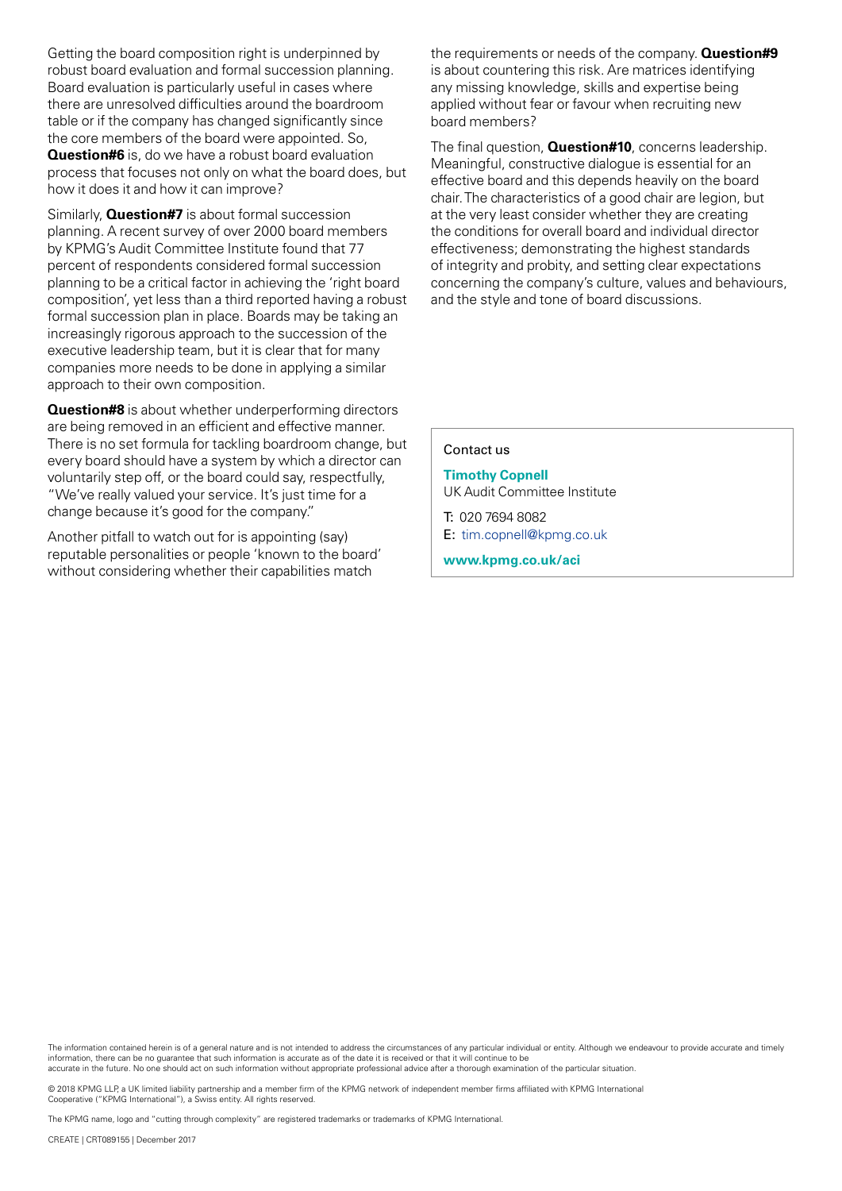Getting the board composition right is underpinned by robust board evaluation and formal succession planning. Board evaluation is particularly useful in cases where there are unresolved difficulties around the boardroom table or if the company has changed significantly since the core members of the board were appointed. So, **Question#6** is, do we have a robust board evaluation process that focuses not only on what the board does, but how it does it and how it can improve?

Similarly, **Question#7** is about formal succession planning. A recent survey of over 2000 board members by KPMG's Audit Committee Institute found that 77 percent of respondents considered formal succession planning to be a critical factor in achieving the 'right board composition', yet less than a third reported having a robust formal succession plan in place. Boards may be taking an increasingly rigorous approach to the succession of the executive leadership team, but it is clear that for many companies more needs to be done in applying a similar approach to their own composition.

**Question#8** is about whether underperforming directors are being removed in an efficient and effective manner. There is no set formula for tackling boardroom change, but every board should have a system by which a director can voluntarily step off, or the board could say, respectfully, "We've really valued your service. It's just time for a change because it's good for the company."

Another pitfall to watch out for is appointing (say) reputable personalities or people 'known to the board' without considering whether their capabilities match the requirements or needs of the company. **Question#9** is about countering this risk. Are matrices identifying any missing knowledge, skills and expertise being applied without fear or favour when recruiting new board members?

The final question, **Question#10**, concerns leadership. Meaningful, constructive dialogue is essential for an effective board and this depends heavily on the board chair. The characteristics of a good chair are legion, but at the very least consider whether they are creating the conditions for overall board and individual director effectiveness; demonstrating the highest standards of integrity and probity, and setting clear expectations concerning the company's culture, values and behaviours, and the style and tone of board discussions.

Contact us

**Timothy Copnell**
UK Audit Committee Institute

T: 020 7694 8082
E: tim.copnell@kpmg.co.uk

**www.kpmg.co.uk/aci**

The information contained herein is of a general nature and is not intended to address the circumstances of any particular individual or entity. Although we endeavour to provide accurate and timely information, there can be no guarantee that such information is accurate as of the date it is received or that it will continue to be accurate in the future. No one should act on such information without appropriate professional advice after a thorough examination of the particular situation.

© 2018 KPMG LLP, a UK limited liability partnership and a member firm of the KPMG network of independent member firms affiliated with KPMG International Cooperative ("KPMG International"), a Swiss entity. All rights reserved.

The KPMG name, logo and "cutting through complexity" are registered trademarks or trademarks of KPMG International.

CREATE | CRT089155 | December 2017